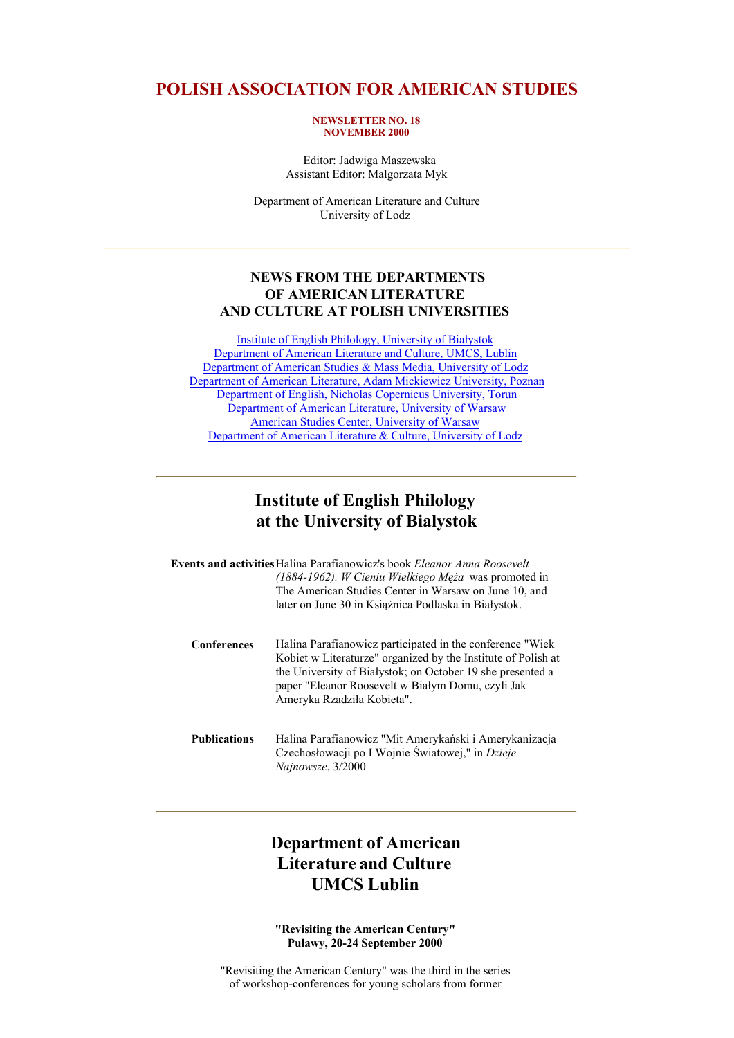# POLISH ASSOCIATION FOR AMERICAN STUDIES

**NEWSLETTER NO. 18**
**NOVEMBER 2000**

Editor: Jadwiga Maszewska
Assistant Editor: Malgorzata Myk

Department of American Literature and Culture
University of Lodz

---

## NEWS FROM THE DEPARTMENTS OF AMERICAN LITERATURE AND CULTURE AT POLISH UNIVERSITIES

- Institute of English Philology, University of Białystok
- Department of American Literature and Culture, UMCS, Lublin
- Department of American Studies & Mass Media, University of Lodz
- Department of American Literature, Adam Mickiewicz University, Poznan
- Department of English, Nicholas Copernicus University, Torun
- Department of American Literature, University of Warsaw
- American Studies Center, University of Warsaw
- Department of American Literature & Culture, University of Lodz

---

## Institute of English Philology at the University of Bialystok

**Events and activities**

Halina Parafianowicz's book *Eleanor Anna Roosevelt (1884-1962). W Cieniu Wielkiego Męża* was promoted in The American Studies Center in Warsaw on June 10, and later on June 30 in Książnica Podlaska in Białystok.

**Conferences**

Halina Parafianowicz participated in the conference "Wiek Kobiet w Literaturze" organized by the Institute of Polish at the University of Białystok; on October 19 she presented a paper "Eleanor Roosevelt w Białym Domu, czyli Jak Ameryka Rzadziła Kobieta".

**Publications**

Halina Parafianowicz "Mit Amerykański i Amerykanizacja Czechosłowacji po I Wojnie Światowej," in *Dzieje Najnowsze*, 3/2000

---

## Department of American Literature and Culture UMCS Lublin

**"Revisiting the American Century"**
**Puławy, 20-24 September 2000**

"Revisiting the American Century" was the third in the series of workshop-conferences for young scholars from former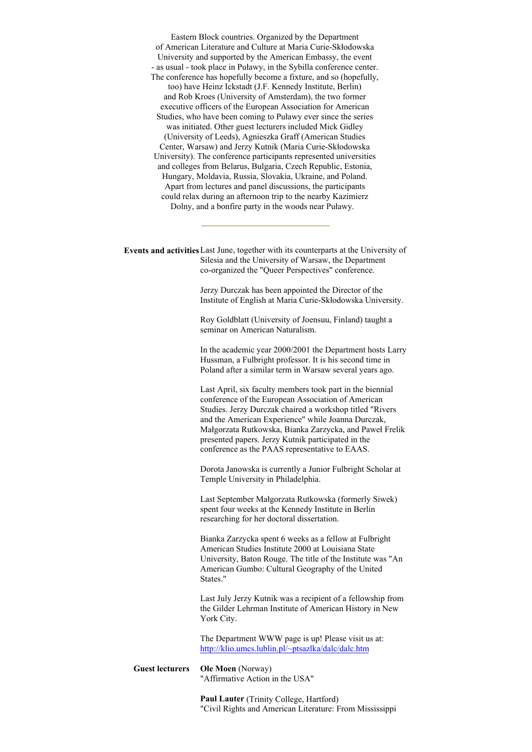Eastern Block countries. Organized by the Department of American Literature and Culture at Maria Curie-Skłodowska University and supported by the American Embassy, the event - as usual - took place in Puławy, in the Sybilla conference center. The conference has hopefully become a fixture, and so (hopefully, too) have Heinz Ickstadt (J.F. Kennedy Institute, Berlin) and Rob Kroes (University of Amsterdam), the two former executive officers of the European Association for American Studies, who have been coming to Puławy ever since the series was initiated. Other guest lecturers included Mick Gidley (University of Leeds), Agnieszka Graff (American Studies Center, Warsaw) and Jerzy Kutnik (Maria Curie-Skłodowska University). The conference participants represented universities and colleges from Belarus, Bulgaria, Czech Republic, Estonia, Hungary, Moldavia, Russia, Slovakia, Ukraine, and Poland. Apart from lectures and panel discussions, the participants could relax during an afternoon trip to the nearby Kazimierz Dolny, and a bonfire party in the woods near Puławy.

---

**Events and activities**

Last June, together with its counterparts at the University of Silesia and the University of Warsaw, the Department co-organized the "Queer Perspectives" conference.

Jerzy Durczak has been appointed the Director of the Institute of English at Maria Curie-Skłodowska University.

Roy Goldblatt (University of Joensuu, Finland) taught a seminar on American Naturalism.

In the academic year 2000/2001 the Department hosts Larry Hussman, a Fulbright professor. It is his second time in Poland after a similar term in Warsaw several years ago.

Last April, six faculty members took part in the biennial conference of the European Association of American Studies. Jerzy Durczak chaired a workshop titled "Rivers and the American Experience" while Joanna Durczak, Małgorzata Rutkowska, Bianka Zarzycka, and Paweł Frelik presented papers. Jerzy Kutnik participated in the conference as the PAAS representative to EAAS.

Dorota Janowska is currently a Junior Fulbright Scholar at Temple University in Philadelphia.

Last September Małgorzata Rutkowska (formerly Siwek) spent four weeks at the Kennedy Institute in Berlin researching for her doctoral dissertation.

Bianka Zarzycka spent 6 weeks as a fellow at Fulbright American Studies Institute 2000 at Louisiana State University, Baton Rouge. The title of the Institute was "An American Gumbo: Cultural Geography of the United States."

Last July Jerzy Kutnik was a recipient of a fellowship from the Gilder Lehrman Institute of American History in New York City.

The Department WWW page is up! Please visit us at: [http://klio.umcs.lublin.pl/~ptsazlka/dalc/dalc.htm](http://klio.umcs.lublin.pl/~ptsazlka/dalc/dalc.htm)

**Guest lecturers**

**Ole Moen** (Norway)
"Affirmative Action in the USA"

**Paul Lauter** (Trinity College, Hartford)
"Civil Rights and American Literature: From Mississippi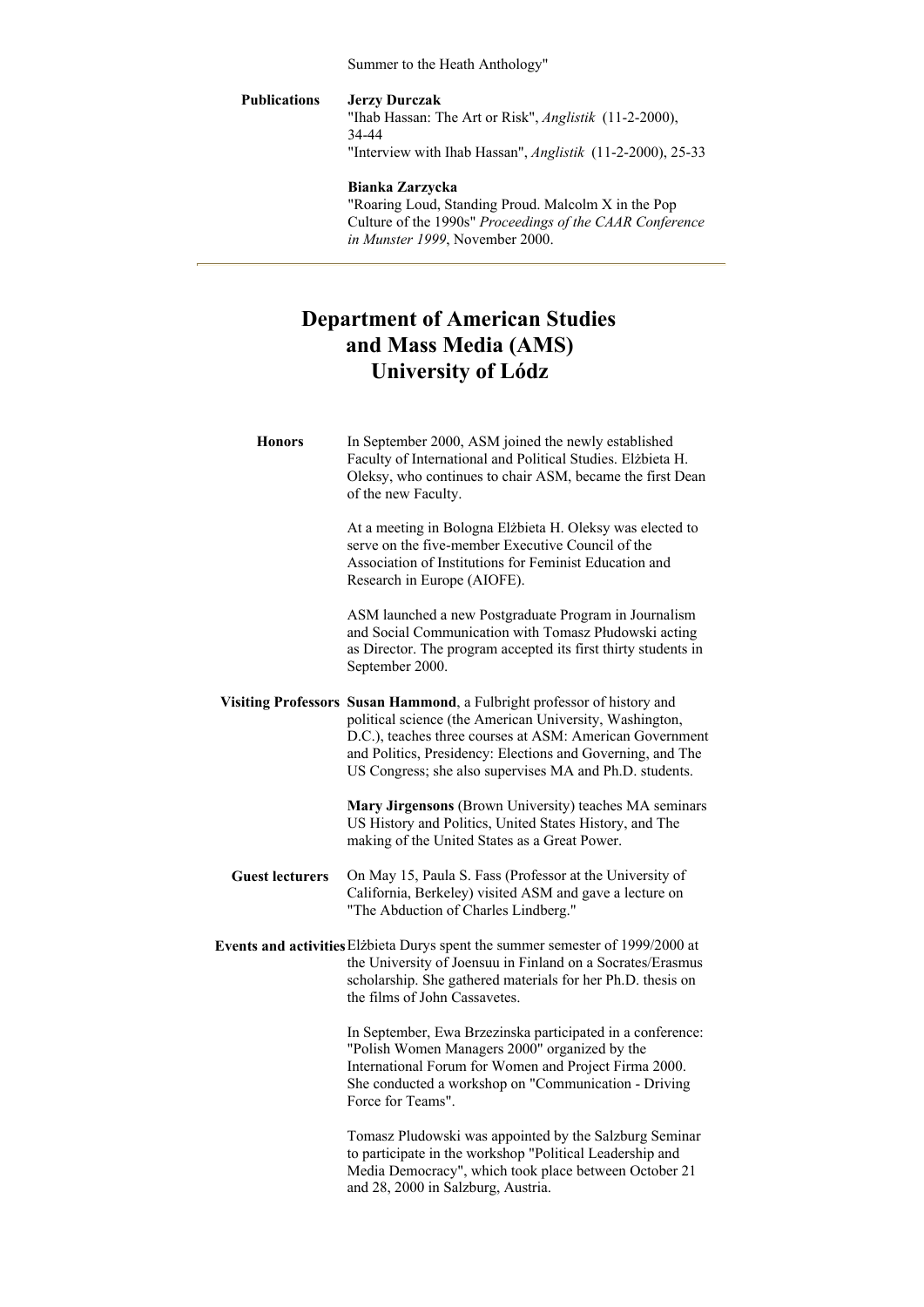Summer to the Heath Anthology"

**Publications**

**Jerzy Durczak**
"Ihab Hassan: The Art or Risk", *Anglistik* (11-2-2000), 34-44
"Interview with Ihab Hassan", *Anglistik* (11-2-2000), 25-33

**Bianka Zarzycka**
"Roaring Loud, Standing Proud. Malcolm X in the Pop Culture of the 1990s" *Proceedings of the CAAR Conference in Munster 1999*, November 2000.

---

# Department of American Studies and Mass Media (AMS) University of Lódz

**Honors**

In September 2000, ASM joined the newly established Faculty of International and Political Studies. Elżbieta H. Oleksy, who continues to chair ASM, became the first Dean of the new Faculty.

At a meeting in Bologna Elżbieta H. Oleksy was elected to serve on the five-member Executive Council of the Association of Institutions for Feminist Education and Research in Europe (AIOFE).

ASM launched a new Postgraduate Program in Journalism and Social Communication with Tomasz Płudowski acting as Director. The program accepted its first thirty students in September 2000.

**Visiting Professors**

**Susan Hammond**, a Fulbright professor of history and political science (the American University, Washington, D.C.), teaches three courses at ASM: American Government and Politics, Presidency: Elections and Governing, and The US Congress; she also supervises MA and Ph.D. students.

**Mary Jirgensons** (Brown University) teaches MA seminars US History and Politics, United States History, and The making of the United States as a Great Power.

**Guest lecturers**

On May 15, Paula S. Fass (Professor at the University of California, Berkeley) visited ASM and gave a lecture on "The Abduction of Charles Lindberg."

**Events and activities**

Elżbieta Durys spent the summer semester of 1999/2000 at the University of Joensuu in Finland on a Socrates/Erasmus scholarship. She gathered materials for her Ph.D. thesis on the films of John Cassavetes.

In September, Ewa Brzezinska participated in a conference: "Polish Women Managers 2000" organized by the International Forum for Women and Project Firma 2000. She conducted a workshop on "Communication - Driving Force for Teams".

Tomasz Pludowski was appointed by the Salzburg Seminar to participate in the workshop "Political Leadership and Media Democracy", which took place between October 21 and 28, 2000 in Salzburg, Austria.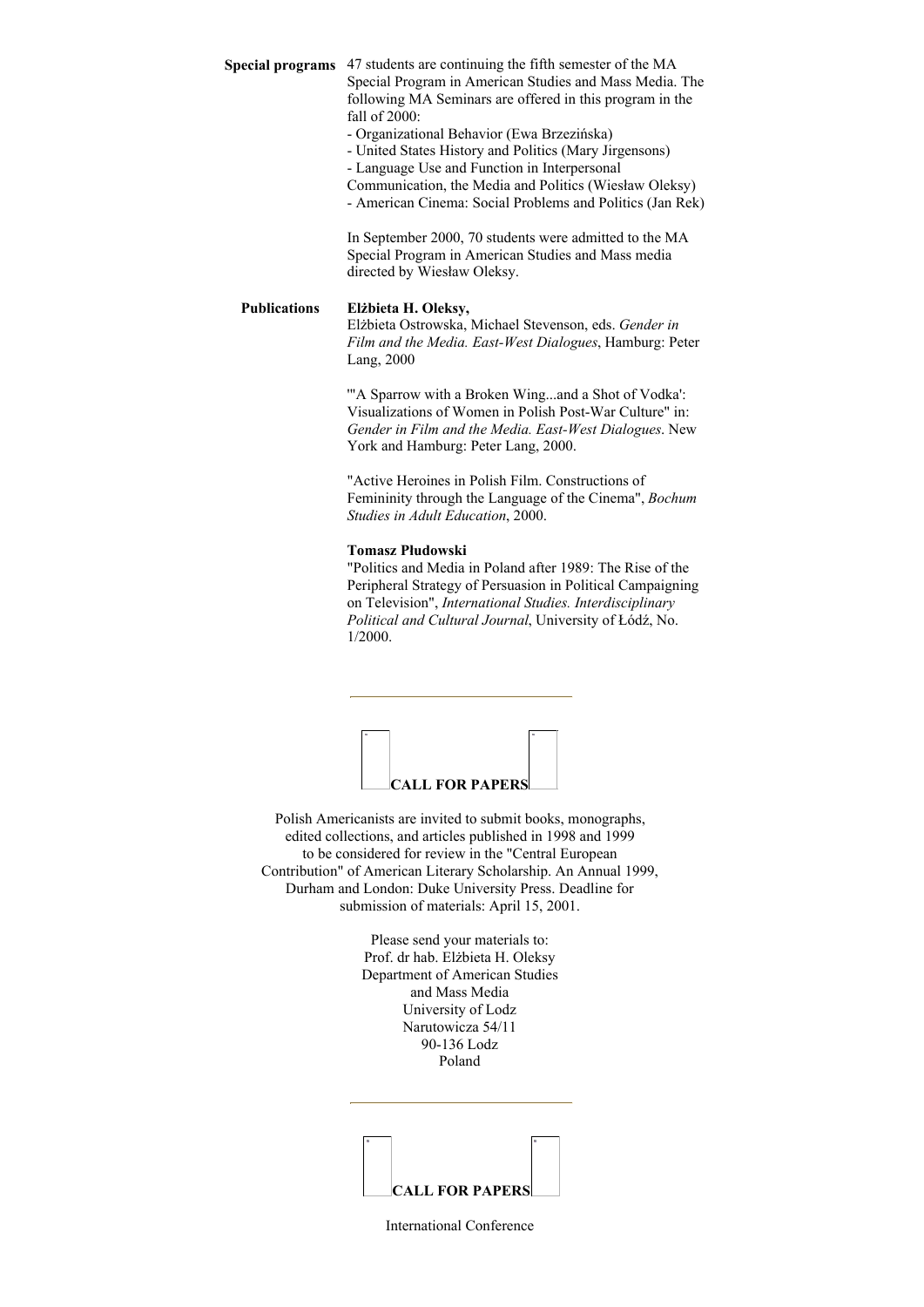**Special programs**

47 students are continuing the fifth semester of the MA Special Program in American Studies and Mass Media. The following MA Seminars are offered in this program in the fall of 2000:

- Organizational Behavior (Ewa Brzezińska)
- United States History and Politics (Mary Jirgensons)
- Language Use and Function in Interpersonal Communication, the Media and Politics (Wiesław Oleksy)
- American Cinema: Social Problems and Politics (Jan Rek)

In September 2000, 70 students were admitted to the MA Special Program in American Studies and Mass media directed by Wiesław Oleksy.

**Publications**

**Elżbieta H. Oleksy,**
Elżbieta Ostrowska, Michael Stevenson, eds. *Gender in Film and the Media. East-West Dialogues*, Hamburg: Peter Lang, 2000

"'A Sparrow with a Broken Wing...and a Shot of Vodka': Visualizations of Women in Polish Post-War Culture" in: *Gender in Film and the Media. East-West Dialogues*. New York and Hamburg: Peter Lang, 2000.

"Active Heroines in Polish Film. Constructions of Femininity through the Language of the Cinema", *Bochum Studies in Adult Education*, 2000.

**Tomasz Płudowski**
"Politics and Media in Poland after 1989: The Rise of the Peripheral Strategy of Persuasion in Political Campaigning on Television", *International Studies. Interdisciplinary Political and Cultural Journal*, University of Łódź, No. 1/2000.

---

**CALL FOR PAPERS**

Polish Americanists are invited to submit books, monographs, edited collections, and articles published in 1998 and 1999 to be considered for review in the "Central European Contribution" of American Literary Scholarship. An Annual 1999, Durham and London: Duke University Press. Deadline for submission of materials: April 15, 2001.

Please send your materials to:
Prof. dr hab. Elżbieta H. Oleksy
Department of American Studies
and Mass Media
University of Lodz
Narutowicza 54/11
90-136 Lodz
Poland

---

**CALL FOR PAPERS**

International Conference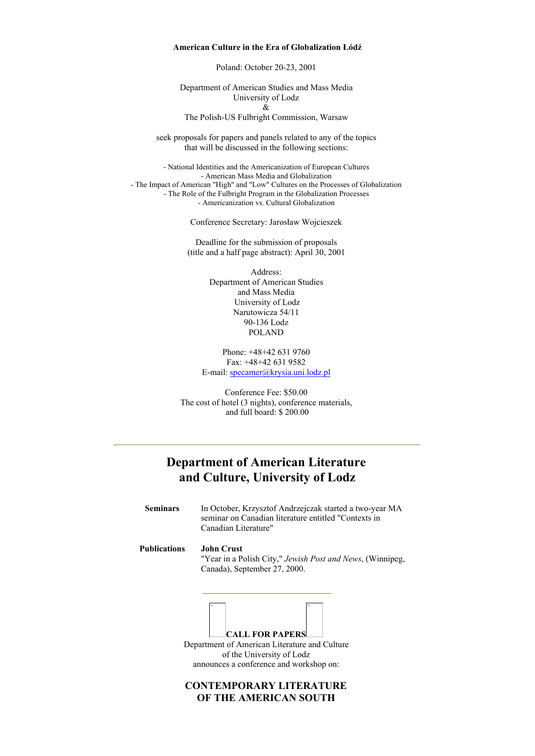**American Culture in the Era of Globalization Łódź**

Poland: October 20-23, 2001

Department of American Studies and Mass Media
University of Lodz
&
The Polish-US Fulbright Commission, Warsaw

seek proposals for papers and panels related to any of the topics that will be discussed in the following sections:

- National Identities and the Americanization of European Cultures
- American Mass Media and Globalization
- The Impact of American "High" and "Low" Cultures on the Processes of Globalization
- The Role of the Fulbright Program in the Globalization Processes
- Americanization vs. Cultural Globalization

Conference Secretary: Jarosław Wojcieszek

Deadline for the submission of proposals (title and a half page abstract): April 30, 2001

Address:
Department of American Studies
and Mass Media
University of Lodz
Narutowicza 54/11
90-136 Lodz
POLAND

Phone: +48+42 631 9760
Fax: +48+42 631 9582
E-mail: specamer@krysia.uni.lodz.pl

Conference Fee: $50.00
The cost of hotel (3 nights), conference materials, and full board: $ 200.00

---

## Department of American Literature and Culture, University of Lodz

**Seminars**

In October, Krzysztof Andrzejczak started a two-year MA seminar on Canadian literature entitled "Contexts in Canadian Literature"

**Publications**

**John Crust**
"Year in a Polish City," *Jewish Post and News*, (Winnipeg, Canada), September 27, 2000.

---

**CALL FOR PAPERS**

Department of American Literature and Culture of the University of Lodz announces a conference and workshop on:

### CONTEMPORARY LITERATURE OF THE AMERICAN SOUTH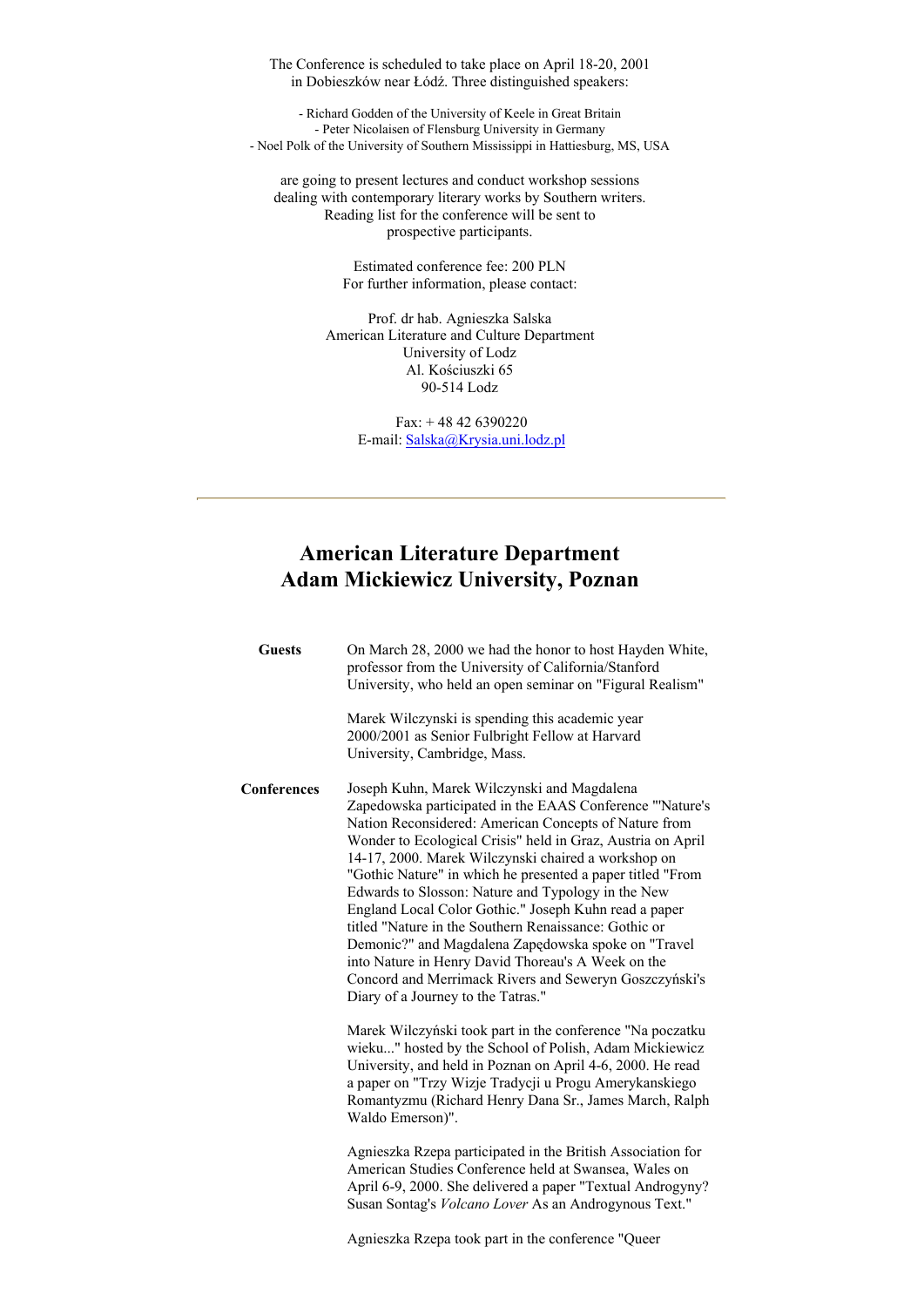The Conference is scheduled to take place on April 18-20, 2001 in Dobieszków near Łódź. Three distinguished speakers:

- Richard Godden of the University of Keele in Great Britain
- Peter Nicolaisen of Flensburg University in Germany
- Noel Polk of the University of Southern Mississippi in Hattiesburg, MS, USA

are going to present lectures and conduct workshop sessions dealing with contemporary literary works by Southern writers. Reading list for the conference will be sent to prospective participants.

Estimated conference fee: 200 PLN
For further information, please contact:

Prof. dr hab. Agnieszka Salska
American Literature and Culture Department
University of Lodz
Al. Kościuszki 65
90-514 Lodz

Fax: + 48 42 6390220
E-mail: Salska@Krysia.uni.lodz.pl

---

## American Literature Department
## Adam Mickiewicz University, Poznan

**Guests**

On March 28, 2000 we had the honor to host Hayden White, professor from the University of California/Stanford University, who held an open seminar on "Figural Realism"

Marek Wilczynski is spending this academic year 2000/2001 as Senior Fulbright Fellow at Harvard University, Cambridge, Mass.

**Conferences**

Joseph Kuhn, Marek Wilczynski and Magdalena Zapedowska participated in the EAAS Conference "'Nature's Nation Reconsidered: American Concepts of Nature from Wonder to Ecological Crisis" held in Graz, Austria on April 14-17, 2000. Marek Wilczynski chaired a workshop on "Gothic Nature" in which he presented a paper titled "From Edwards to Slosson: Nature and Typology in the New England Local Color Gothic." Joseph Kuhn read a paper titled "Nature in the Southern Renaissance: Gothic or Demonic?" and Magdalena Zapędowska spoke on "Travel into Nature in Henry David Thoreau's A Week on the Concord and Merrimack Rivers and Seweryn Goszczyński's Diary of a Journey to the Tatras."

Marek Wilczyński took part in the conference "Na poczatku wieku..." hosted by the School of Polish, Adam Mickiewicz University, and held in Poznan on April 4-6, 2000. He read a paper on "Trzy Wizje Tradycji u Progu Amerykanskiego Romantyzmu (Richard Henry Dana Sr., James March, Ralph Waldo Emerson)".

Agnieszka Rzepa participated in the British Association for American Studies Conference held at Swansea, Wales on April 6-9, 2000. She delivered a paper "Textual Androgyny? Susan Sontag's *Volcano Lover* As an Androgynous Text."

Agnieszka Rzepa took part in the conference "Queer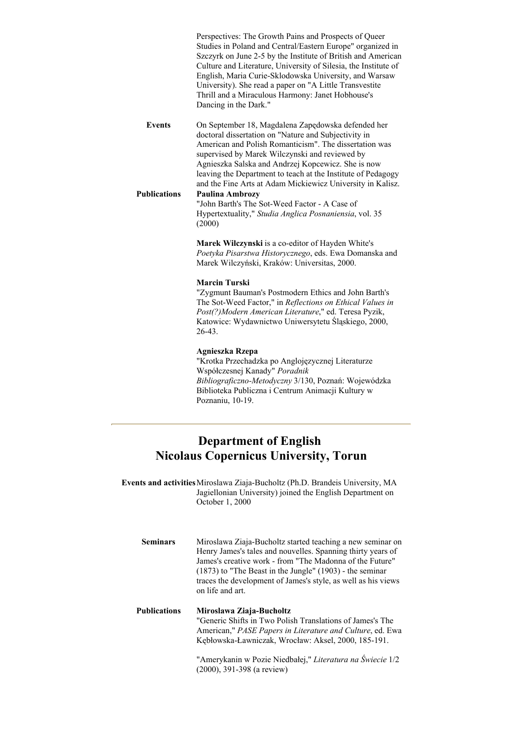Perspectives: The Growth Pains and Prospects of Queer Studies in Poland and Central/Eastern Europe" organized in Szczyrk on June 2-5 by the Institute of British and American Culture and Literature, University of Silesia, the Institute of English, Maria Curie-Sklodowska University, and Warsaw University). She read a paper on "A Little Transvestite Thrill and a Miraculous Harmony: Janet Hobhouse's Dancing in the Dark."

**Events**

On September 18, Magdalena Zapędowska defended her doctoral dissertation on "Nature and Subjectivity in American and Polish Romanticism". The dissertation was supervised by Marek Wilczynski and reviewed by Agnieszka Salska and Andrzej Kopcewicz. She is now leaving the Department to teach at the Institute of Pedagogy and the Fine Arts at Adam Mickiewicz University in Kalisz.

**Publications**

**Paulina Ambrozy**
"John Barth's The Sot-Weed Factor - A Case of Hypertextuality," *Studia Anglica Posnaniensia*, vol. 35 (2000)

**Marek Wilczynski** is a co-editor of Hayden White's *Poetyka Pisarstwa Historycznego*, eds. Ewa Domanska and Marek Wilczyński, Kraków: Universitas, 2000.

**Marcin Turski**
"Zygmunt Bauman's Postmodern Ethics and John Barth's The Sot-Weed Factor," in *Reflections on Ethical Values in Post(?)Modern American Literature*," ed. Teresa Pyzik, Katowice: Wydawnictwo Uniwersytetu Śląskiego, 2000, 26-43.

**Agnieszka Rzepa**
"Krotka Przechadzka po Anglojęzycznej Literaturze Współczesnej Kanady" *Poradnik Bibliograficzno-Metodyczny* 3/130, Poznań: Wojewódzka Biblioteka Publiczna i Centrum Animacji Kultury w Poznaniu, 10-19.

---

# Department of English
# Nicolaus Copernicus University, Torun

**Events and activities**

Miroslawa Ziaja-Bucholtz (Ph.D. Brandeis University, MA Jagiellonian University) joined the English Department on October 1, 2000

**Seminars**

Miroslawa Ziaja-Bucholtz started teaching a new seminar on Henry James's tales and nouvelles. Spanning thirty years of James's creative work - from "The Madonna of the Future" (1873) to "The Beast in the Jungle" (1903) - the seminar traces the development of James's style, as well as his views on life and art.

**Publications**

**Miroslawa Ziaja-Bucholtz**
"Generic Shifts in Two Polish Translations of James's The American," *PASE Papers in Literature and Culture*, ed. Ewa Kębłowska-Ławniczak, Wrocław: Aksel, 2000, 185-191.

"Amerykanin w Pozie Niedbałej," *Literatura na Świecie* 1/2 (2000), 391-398 (a review)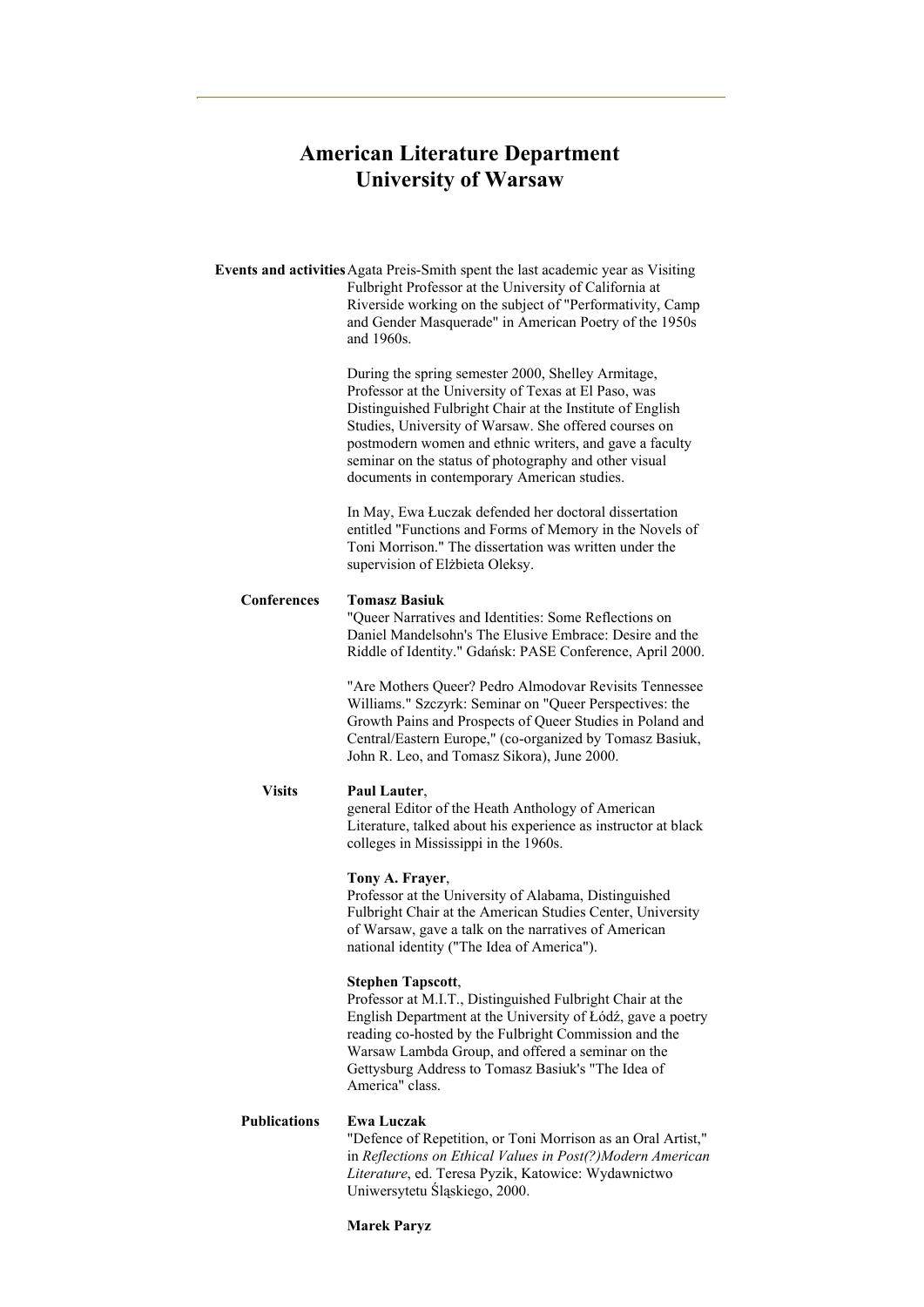## American Literature Department
## University of Warsaw

**Events and activities**

Agata Preis-Smith spent the last academic year as Visiting Fulbright Professor at the University of California at Riverside working on the subject of "Performativity, Camp and Gender Masquerade" in American Poetry of the 1950s and 1960s.

During the spring semester 2000, Shelley Armitage, Professor at the University of Texas at El Paso, was Distinguished Fulbright Chair at the Institute of English Studies, University of Warsaw. She offered courses on postmodern women and ethnic writers, and gave a faculty seminar on the status of photography and other visual documents in contemporary American studies.

In May, Ewa Łuczak defended her doctoral dissertation entitled "Functions and Forms of Memory in the Novels of Toni Morrison." The dissertation was written under the supervision of Elżbieta Oleksy.

**Conferences**

**Tomasz Basiuk**
"Queer Narratives and Identities: Some Reflections on Daniel Mandelsohn's The Elusive Embrace: Desire and the Riddle of Identity." Gdańsk: PASE Conference, April 2000.

"Are Mothers Queer? Pedro Almodovar Revisits Tennessee Williams." Szczyrk: Seminar on "Queer Perspectives: the Growth Pains and Prospects of Queer Studies in Poland and Central/Eastern Europe," (co-organized by Tomasz Basiuk, John R. Leo, and Tomasz Sikora), June 2000.

**Visits**

**Paul Lauter**,
general Editor of the Heath Anthology of American Literature, talked about his experience as instructor at black colleges in Mississippi in the 1960s.

**Tony A. Frayer**,
Professor at the University of Alabama, Distinguished Fulbright Chair at the American Studies Center, University of Warsaw, gave a talk on the narratives of American national identity ("The Idea of America").

**Stephen Tapscott**,
Professor at M.I.T., Distinguished Fulbright Chair at the English Department at the University of Łódź, gave a poetry reading co-hosted by the Fulbright Commission and the Warsaw Lambda Group, and offered a seminar on the Gettysburg Address to Tomasz Basiuk's "The Idea of America" class.

**Publications**

**Ewa Luczak**
"Defence of Repetition, or Toni Morrison as an Oral Artist," in *Reflections on Ethical Values in Post(?)Modern American Literature*, ed. Teresa Pyzik, Katowice: Wydawnictwo Uniwersytetu Śląskiego, 2000.

**Marek Paryz**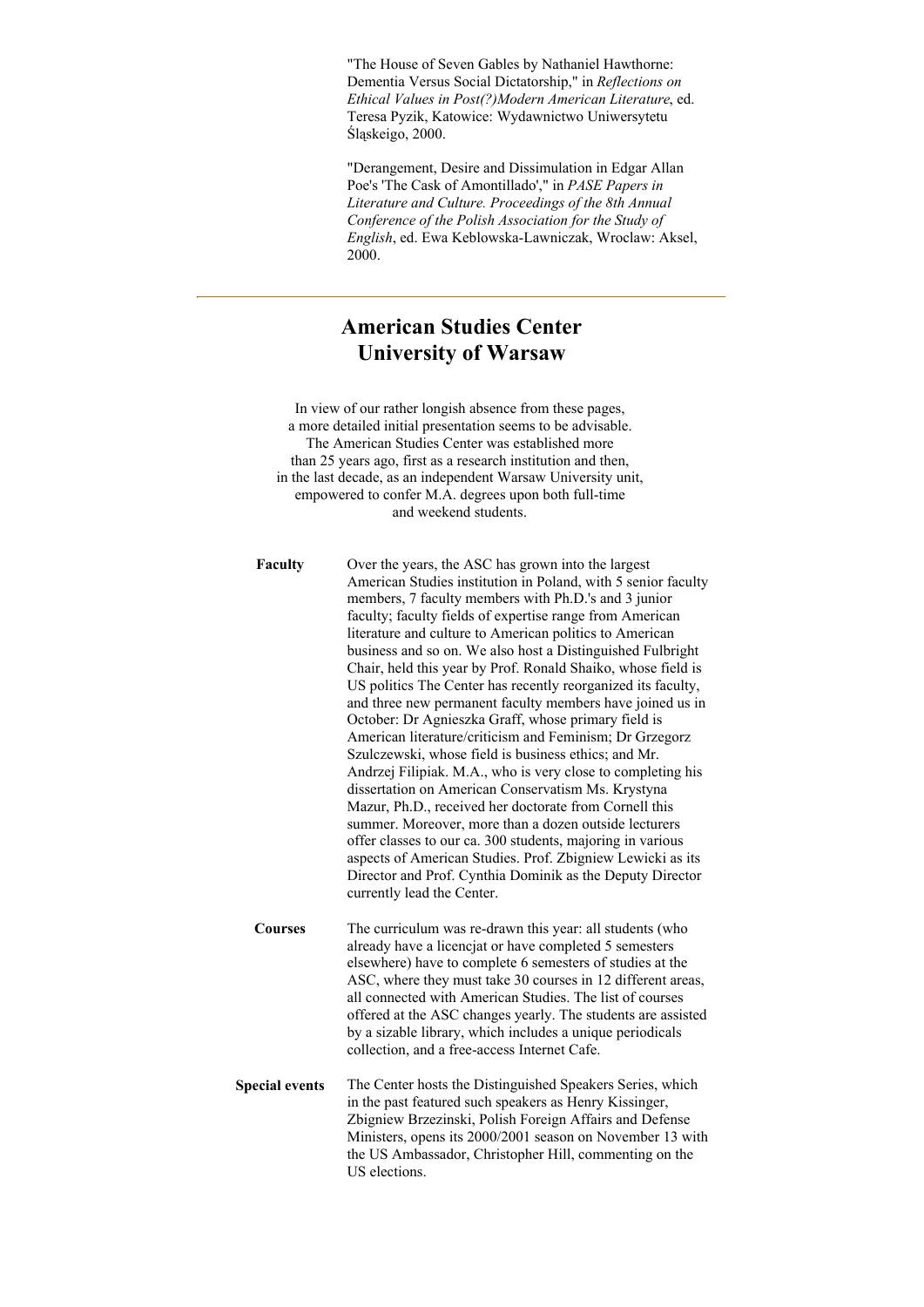"The House of Seven Gables by Nathaniel Hawthorne: Dementia Versus Social Dictatorship," in *Reflections on Ethical Values in Post(?)Modern American Literature*, ed. Teresa Pyzik, Katowice: Wydawnictwo Uniwersytetu Śląskeigo, 2000.

"Derangement, Desire and Dissimulation in Edgar Allan Poe's 'The Cask of Amontillado'," in *PASE Papers in Literature and Culture. Proceedings of the 8th Annual Conference of the Polish Association for the Study of English*, ed. Ewa Keblowska-Lawniczak, Wroclaw: Aksel, 2000.

---

## American Studies Center
## University of Warsaw

In view of our rather longish absence from these pages, a more detailed initial presentation seems to be advisable. The American Studies Center was established more than 25 years ago, first as a research institution and then, in the last decade, as an independent Warsaw University unit, empowered to confer M.A. degrees upon both full-time and weekend students.

**Faculty**

Over the years, the ASC has grown into the largest American Studies institution in Poland, with 5 senior faculty members, 7 faculty members with Ph.D.'s and 3 junior faculty; faculty fields of expertise range from American literature and culture to American politics to American business and so on. We also host a Distinguished Fulbright Chair, held this year by Prof. Ronald Shaiko, whose field is US politics The Center has recently reorganized its faculty, and three new permanent faculty members have joined us in October: Dr Agnieszka Graff, whose primary field is American literature/criticism and Feminism; Dr Grzegorz Szulczewski, whose field is business ethics; and Mr. Andrzej Filipiak. M.A., who is very close to completing his dissertation on American Conservatism Ms. Krystyna Mazur, Ph.D., received her doctorate from Cornell this summer. Moreover, more than a dozen outside lecturers offer classes to our ca. 300 students, majoring in various aspects of American Studies. Prof. Zbigniew Lewicki as its Director and Prof. Cynthia Dominik as the Deputy Director currently lead the Center.

**Courses**

The curriculum was re-drawn this year: all students (who already have a licencjat or have completed 5 semesters elsewhere) have to complete 6 semesters of studies at the ASC, where they must take 30 courses in 12 different areas, all connected with American Studies. The list of courses offered at the ASC changes yearly. The students are assisted by a sizable library, which includes a unique periodicals collection, and a free-access Internet Cafe.

**Special events**

The Center hosts the Distinguished Speakers Series, which in the past featured such speakers as Henry Kissinger, Zbigniew Brzezinski, Polish Foreign Affairs and Defense Ministers, opens its 2000/2001 season on November 13 with the US Ambassador, Christopher Hill, commenting on the US elections.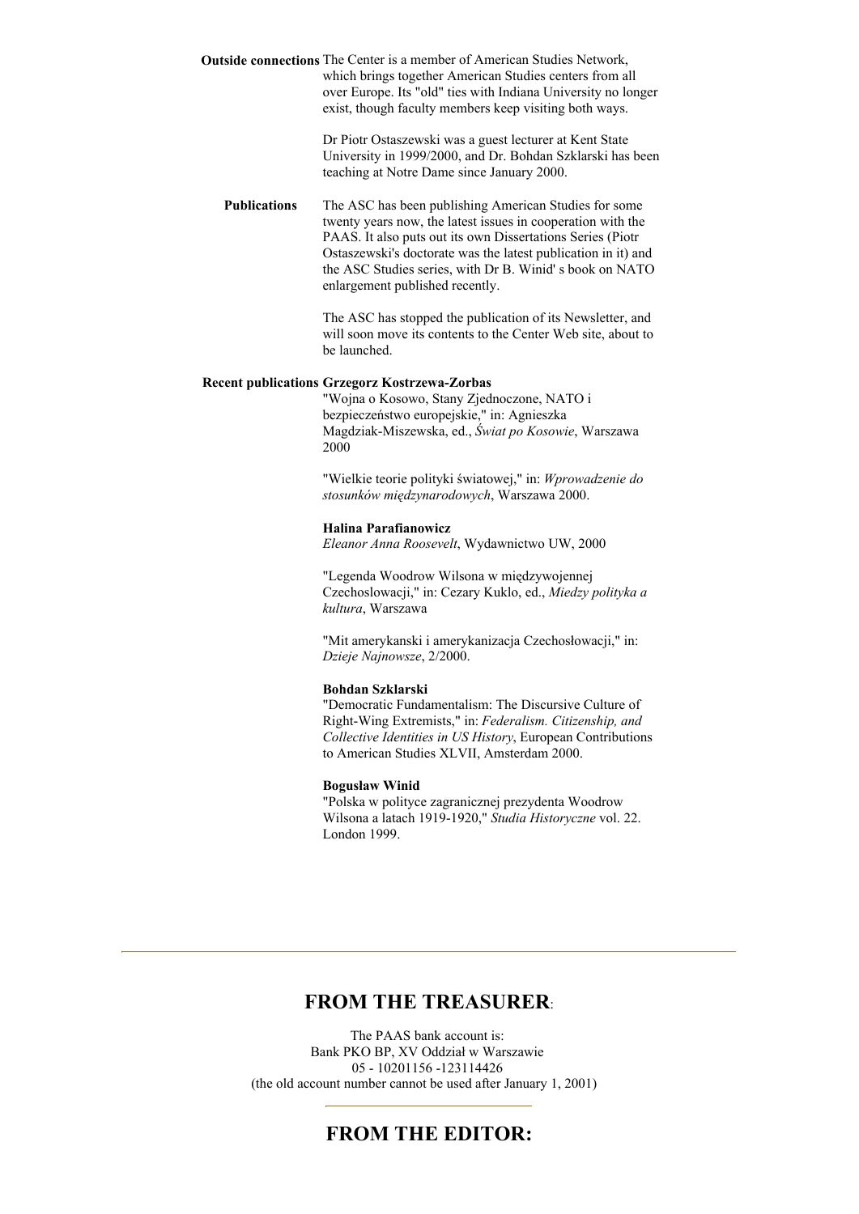**Outside connections** The Center is a member of American Studies Network, which brings together American Studies centers from all over Europe. Its "old" ties with Indiana University no longer exist, though faculty members keep visiting both ways.

Dr Piotr Ostaszewski was a guest lecturer at Kent State University in 1999/2000, and Dr. Bohdan Szklarski has been teaching at Notre Dame since January 2000.

**Publications** The ASC has been publishing American Studies for some twenty years now, the latest issues in cooperation with the PAAS. It also puts out its own Dissertations Series (Piotr Ostaszewski's doctorate was the latest publication in it) and the ASC Studies series, with Dr B. Winid' s book on NATO enlargement published recently.

The ASC has stopped the publication of its Newsletter, and will soon move its contents to the Center Web site, about to be launched.

**Recent publications** **Grzegorz Kostrzewa-Zorbas**

"Wojna o Kosowo, Stany Zjednoczone, NATO i bezpieczeństwo europejskie," in: Agnieszka Magdziak-Miszewska, ed., *Świat po Kosowie*, Warszawa 2000

"Wielkie teorie polityki światowej," in: *Wprowadzenie do stosunków międzynarodowych*, Warszawa 2000.

**Halina Parafianowicz**

*Eleanor Anna Roosevelt*, Wydawnictwo UW, 2000

"Legenda Woodrow Wilsona w międzywojennej Czechoslowacji," in: Cezary Kuklo, ed., *Miedzy polityka a kultura*, Warszawa

"Mit amerykanski i amerykanizacja Czechosłowacji," in: *Dzieje Najnowsze*, 2/2000.

**Bohdan Szklarski**

"Democratic Fundamentalism: The Discursive Culture of Right-Wing Extremists," in: *Federalism. Citizenship, and Collective Identities in US History*, European Contributions to American Studies XLVII, Amsterdam 2000.

**Bogusław Winid**

"Polska w polityce zagranicznej prezydenta Woodrow Wilsona a latach 1919-1920," *Studia Historyczne* vol. 22. London 1999.

---

## FROM THE TREASURER:

The PAAS bank account is:
Bank PKO BP, XV Oddział w Warszawie
05 - 10201156 -123114426
(the old account number cannot be used after January 1, 2001)

---

## FROM THE EDITOR: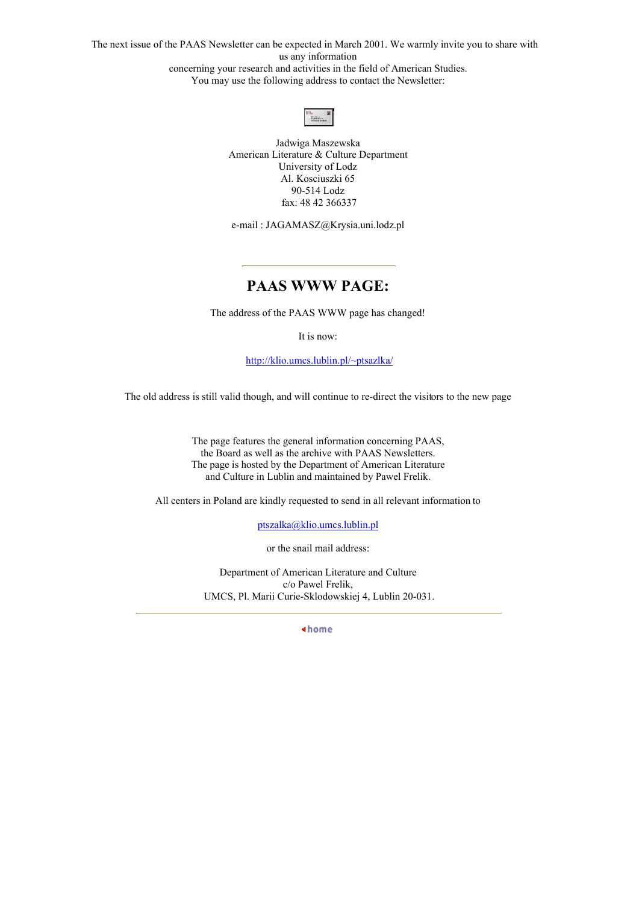The next issue of the PAAS Newsletter can be expected in March 2001. We warmly invite you to share with us any information concerning your research and activities in the field of American Studies.
You may use the following address to contact the Newsletter:

Jadwiga Maszewska
American Literature & Culture Department
University of Lodz
Al. Kosciuszki 65
90-514 Lodz
fax: 48 42 366337

e-mail : JAGAMASZ@Krysia.uni.lodz.pl

---

## PAAS WWW PAGE:

The address of the PAAS WWW page has changed!

It is now:

http://klio.umcs.lublin.pl/~ptsazlka/

The old address is still valid though, and will continue to re-direct the visitors to the new page

The page features the general information concerning PAAS,
the Board as well as the archive with PAAS Newsletters.
The page is hosted by the Department of American Literature
and Culture in Lublin and maintained by Pawel Frelik.

All centers in Poland are kindly requested to send in all relevant information to

ptszalka@klio.umcs.lublin.pl

or the snail mail address:

Department of American Literature and Culture
c/o Pawel Frelik,
UMCS, Pl. Marii Curie-Sklodowskiej 4, Lublin 20-031.

---

home